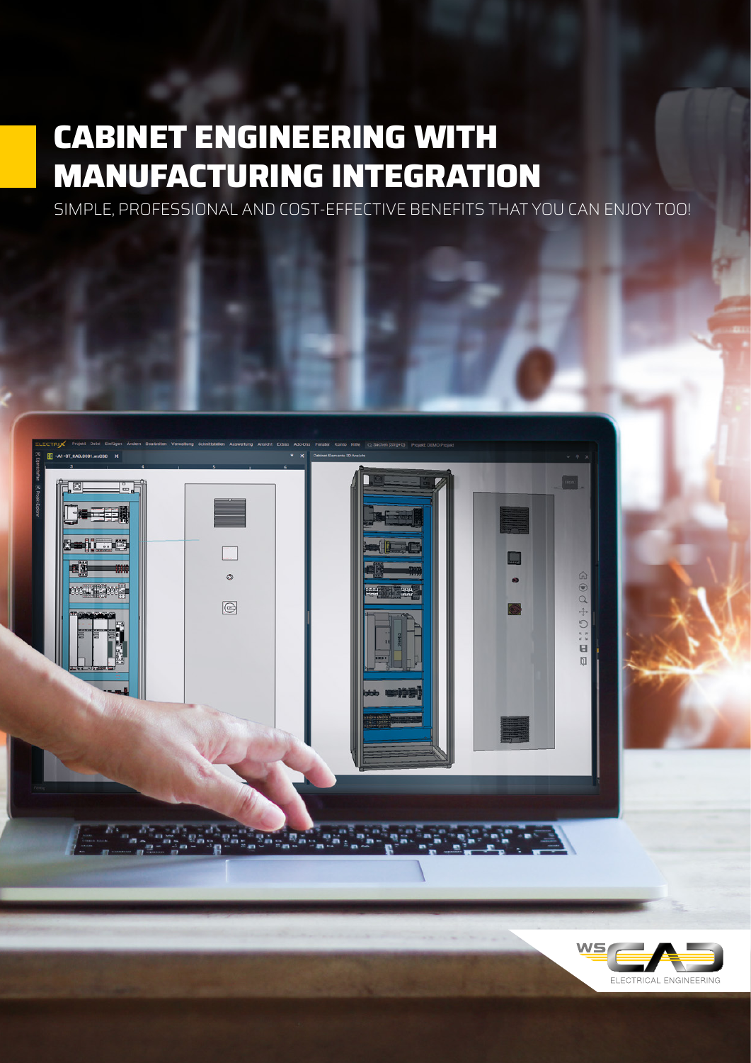# CABINET ENGINEERING WITH MANUFACTURING INTEGRATION

SIMPLE, PROFESSIONAL AND COST-EFFECTIVE BENEFITS THAT YOU CAN ENJOY TOO!

WSCAD ELECTRICAL ENGINEERING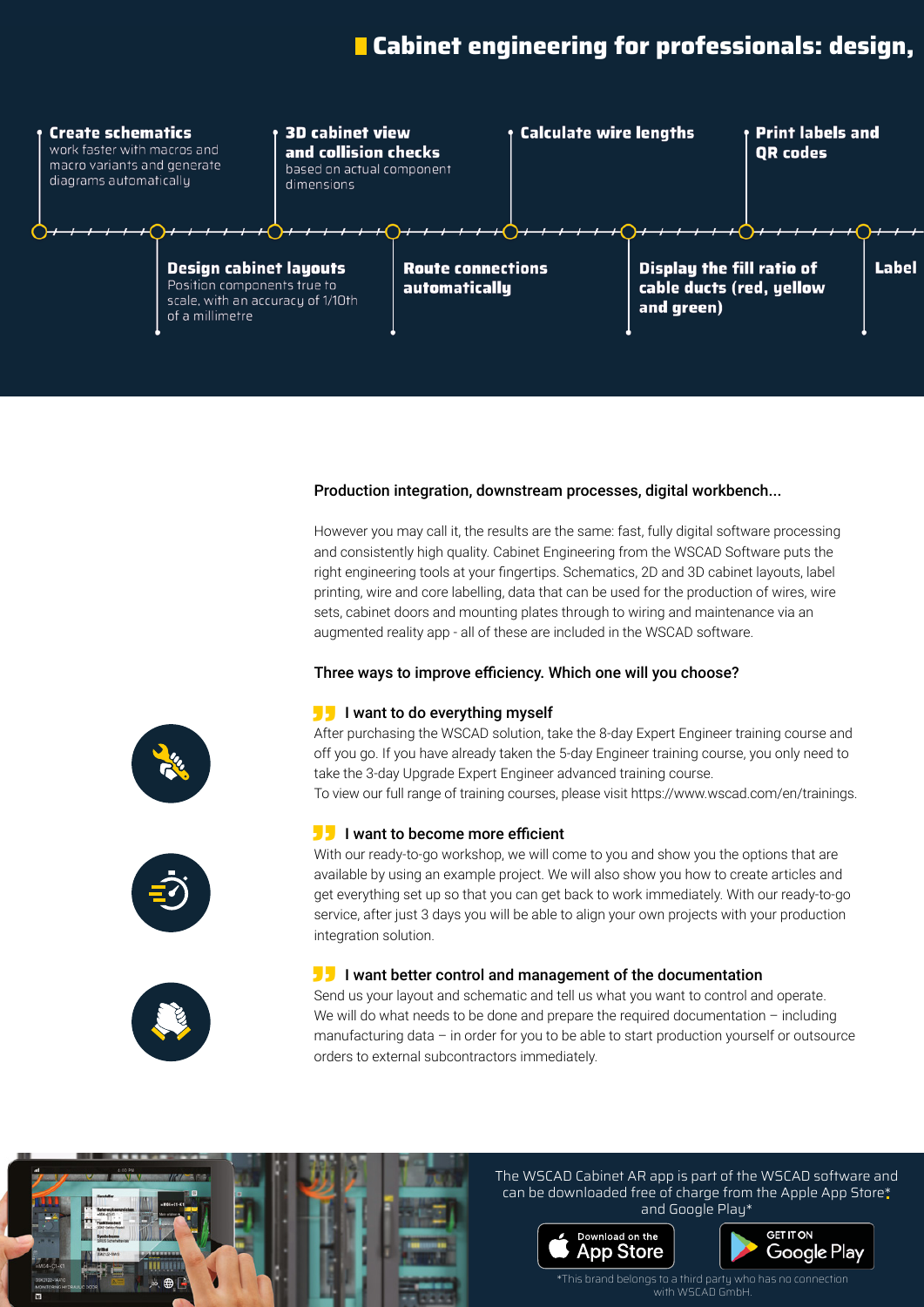## Cabinet engineering for professionals: design,

- **Create schematics** work faster with macros and macro variants and generate diagrams automatically
- **Design cabinet layouts** Position components true to scale, with an accuracy of 1/10th of a millimetre
- **3D cabinet view and collision checks** based on actual component dimensions
- **Route connections automatically**
- **Calculate wire lengths**
- **Display the fill ratio of cable ducts (red, yellow and green)**
- **Print labels and QR codes**
- **Label**

### Production integration, downstream processes, digital workbench...

However you may call it, the results are the same: fast, fully digital software processing and consistently high quality. Cabinet Engineering from the WSCAD Software puts the right engineering tools at your fingertips. Schematics, 2D and 3D cabinet layouts, label printing, wire and core labelling, data that can be used for the production of wires, wire sets, cabinet doors and mounting plates through to wiring and maintenance via an augmented reality app - all of these are included in the WSCAD software.

### Three ways to improve efficiency. Which one will you choose?

**I want to do everything myself**

After purchasing the WSCAD solution, take the 8-day Expert Engineer training course and off you go. If you have already taken the 5-day Engineer training course, you only need to take the 3-day Upgrade Expert Engineer advanced training course.
To view our full range of training courses, please visit https://www.wscad.com/en/trainings.

**I want to become more efficient**

With our ready-to-go workshop, we will come to you and show you the options that are available by using an example project. We will also show you how to create articles and get everything set up so that you can get back to work immediately. With our ready-to-go service, after just 3 days you will be able to align your own projects with your production integration solution.

**I want better control and management of the documentation**

Send us your layout and schematic and tell us what you want to control and operate. We will do what needs to be done and prepare the required documentation – including manufacturing data – in order for you to be able to start production yourself or outsource orders to external subcontractors immediately.

The WSCAD Cabinet AR app is part of the WSCAD software and can be downloaded free of charge from the Apple App Store* and Google Play*

Download on the App Store

GET IT ON Google Play

*This brand belongs to a third party who has no connection with WSCAD GmbH.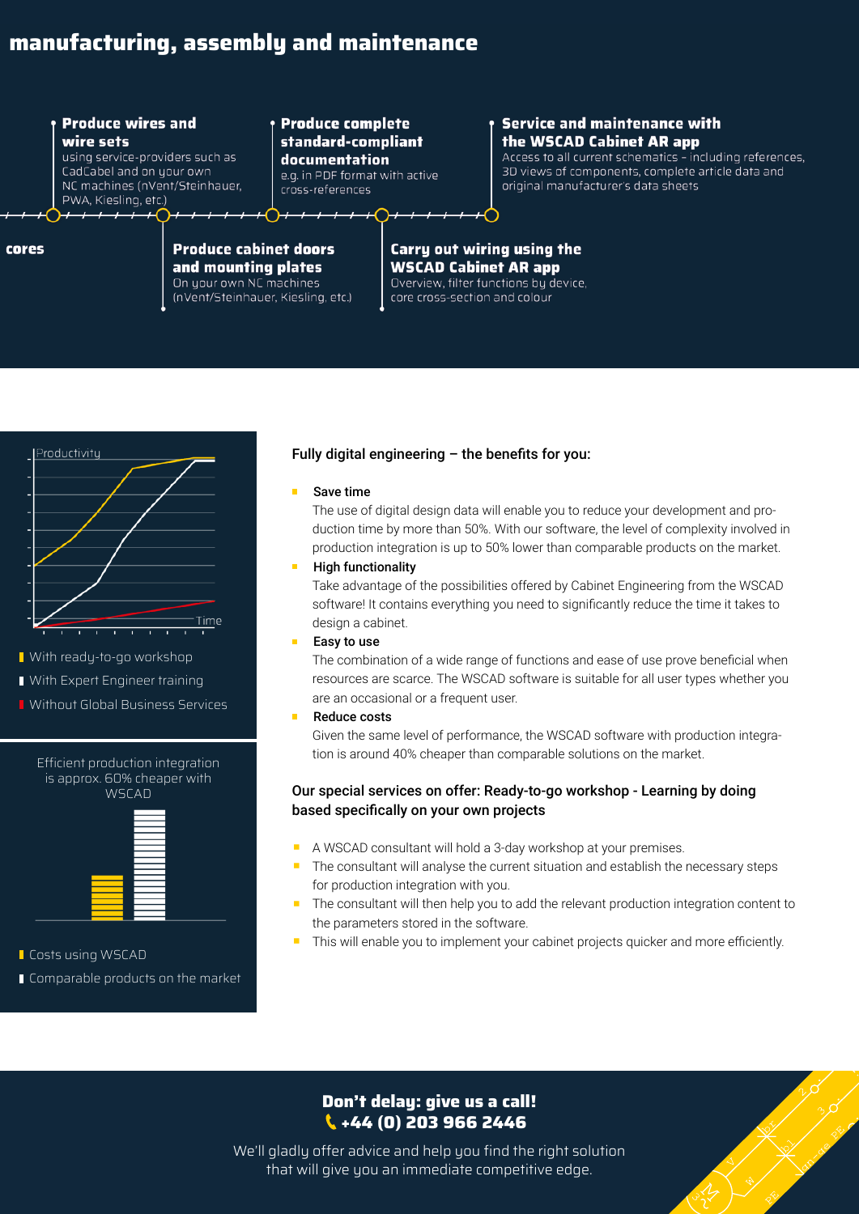## manufacturing, assembly and maintenance

**cores**

**Produce wires and wire sets**
using service-providers such as CadCabel and on your own NC machines (nVent/Steinhauer, PWA, Kiesling, etc.)

**Produce cabinet doors and mounting plates**
On your own NC machines (nVent/Steinhauer, Kiesling, etc.)

**Produce complete standard-compliant documentation**
e.g. in PDF format with active cross-references

**Carry out wiring using the WSCAD Cabinet AR app**
Overview, filter functions by device, core cross-section and colour

**Service and maintenance with the WSCAD Cabinet AR app**
Access to all current schematics – including references, 3D views of components, complete article data and original manufacturer's data sheets

Productivity

Time

- With ready-to-go workshop
- With Expert Engineer training
- Without Global Business Services

Efficient production integration is approx. 60% cheaper with WSCAD

- Costs using WSCAD
- Comparable products on the market

### Fully digital engineering – the benefits for you:

- **Save time**
  The use of digital design data will enable you to reduce your development and production time by more than 50%. With our software, the level of complexity involved in production integration is up to 50% lower than comparable products on the market.
- **High functionality**
  Take advantage of the possibilities offered by Cabinet Engineering from the WSCAD software! It contains everything you need to significantly reduce the time it takes to design a cabinet.
- **Easy to use**
  The combination of a wide range of functions and ease of use prove beneficial when resources are scarce. The WSCAD software is suitable for all user types whether you are an occasional or a frequent user.
- **Reduce costs**
  Given the same level of performance, the WSCAD software with production integration is around 40% cheaper than comparable solutions on the market.

### Our special services on offer: Ready-to-go workshop - Learning by doing based specifically on your own projects

- A WSCAD consultant will hold a 3-day workshop at your premises.
- The consultant will analyse the current situation and establish the necessary steps for production integration with you.
- The consultant will then help you to add the relevant production integration content to the parameters stored in the software.
- This will enable you to implement your cabinet projects quicker and more efficiently.

**Don't delay: give us a call!**
**+44 (0) 203 966 2446**

We'll gladly offer advice and help you find the right solution that will give you an immediate competitive edge.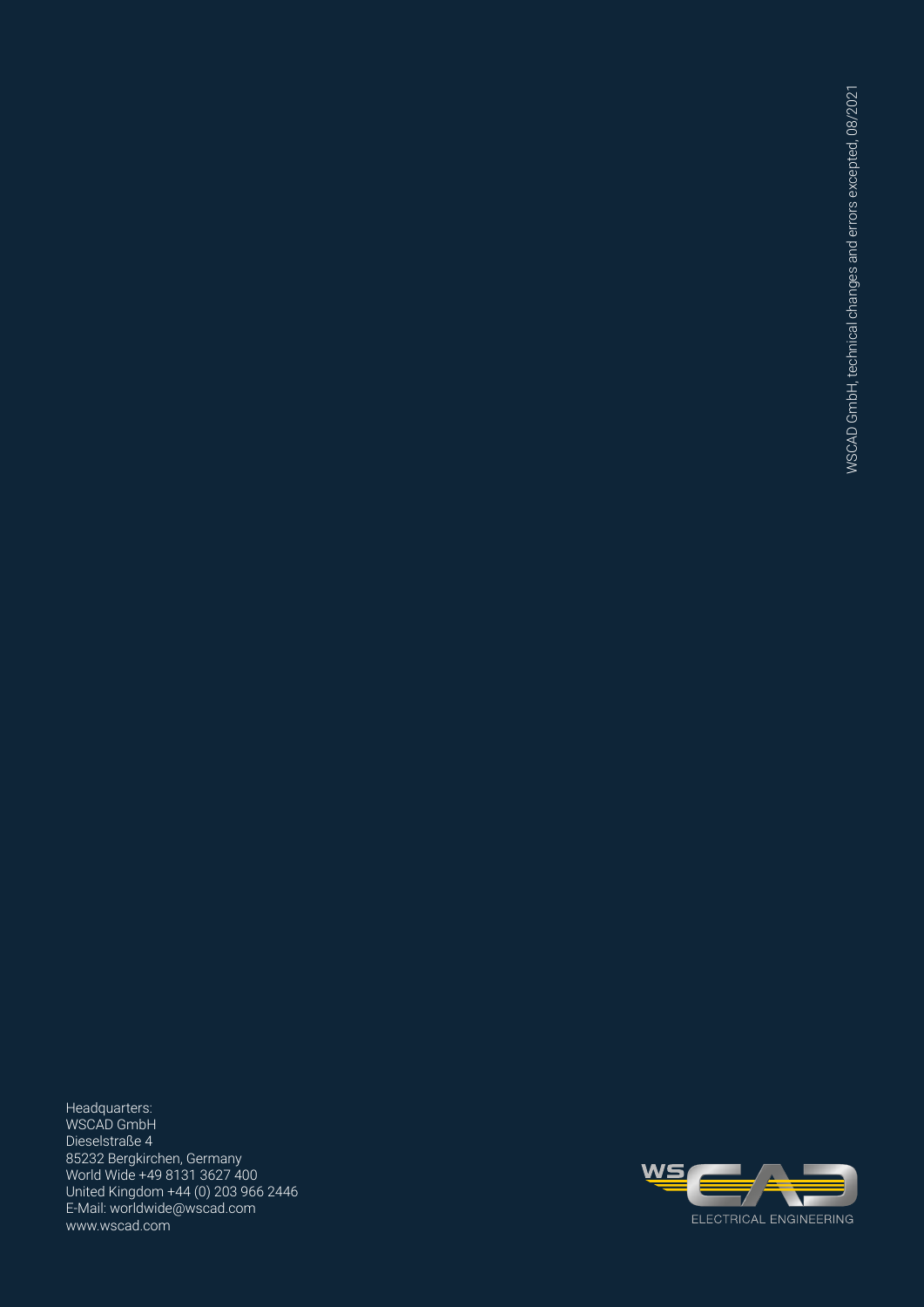WSCAD GmbH, technical changes and errors excepted, 08/2021

Headquarters:
WSCAD GmbH
Dieselstraße 4
85232 Bergkirchen, Germany
World Wide +49 8131 3627 400
United Kingdom +44 (0) 203 966 2446
E-Mail: worldwide@wscad.com
www.wscad.com

ELECTRICAL ENGINEERING